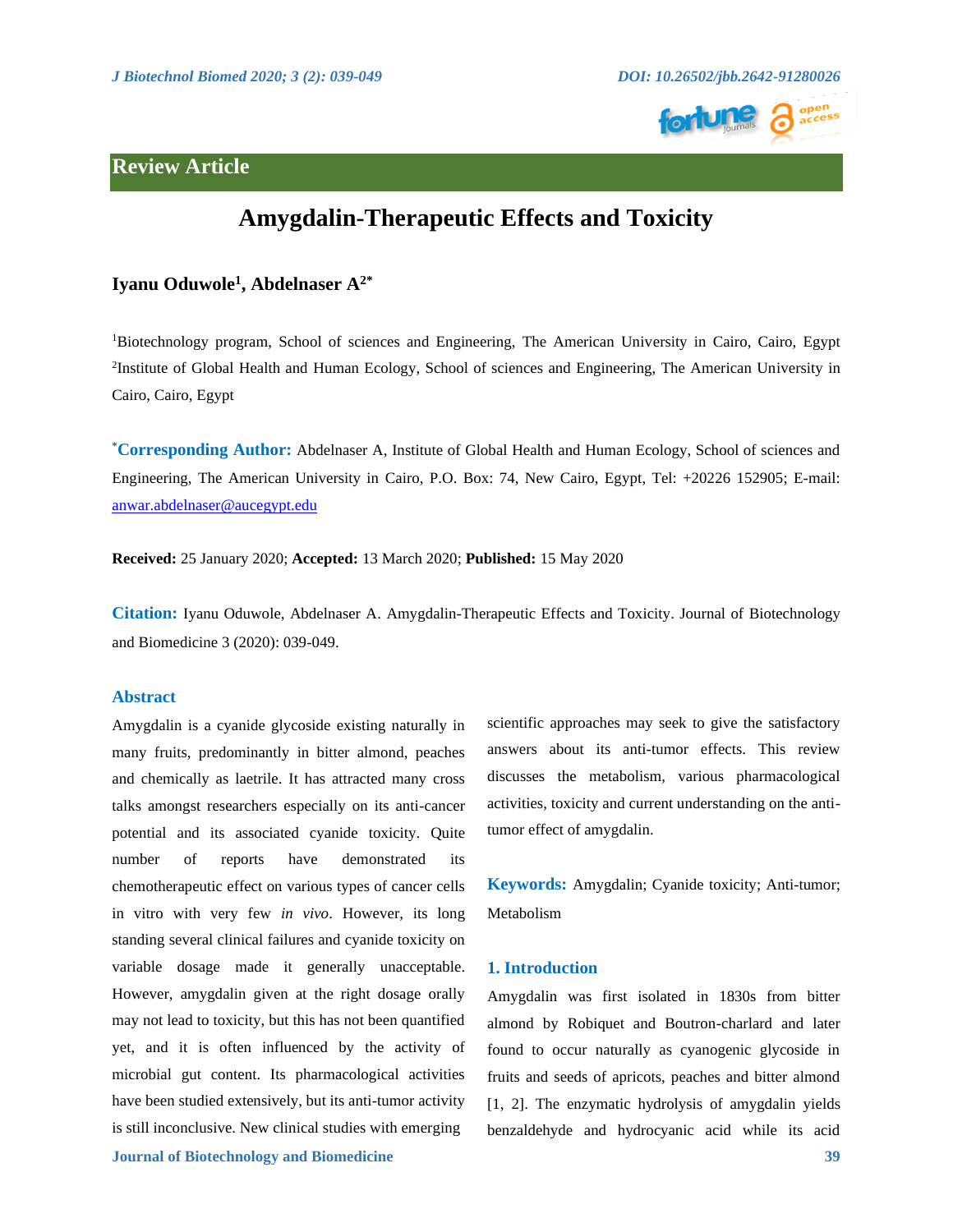Review Article

# Amygdalin-Therapeutic Effects and Toxicity

**Iyanu Oduwole[1], Abdelnaser A[2*]**

[1]Biotechnology program, School of sciences and Engineering, The American University in Cairo, Cairo, Egypt
[2]Institute of Global Health and Human Ecology, School of sciences and Engineering, The American University in Cairo, Cairo, Egypt

**[*]Corresponding Author:** Abdelnaser A, Institute of Global Health and Human Ecology, School of sciences and Engineering, The American University in Cairo, P.O. Box: 74, New Cairo, Egypt, Tel: +20226 152905; E-mail: anwar.abdelnaser@aucegypt.edu

**Received:** 25 January 2020; **Accepted:** 13 March 2020; **Published:** 15 May 2020

**Citation:** Iyanu Oduwole, Abdelnaser A. Amygdalin-Therapeutic Effects and Toxicity. Journal of Biotechnology and Biomedicine 3 (2020): 039-049.

## Abstract

Amygdalin is a cyanide glycoside existing naturally in many fruits, predominantly in bitter almond, peaches and chemically as laetrile. It has attracted many cross talks amongst researchers especially on its anti-cancer potential and its associated cyanide toxicity. Quite number of reports have demonstrated its chemotherapeutic effect on various types of cancer cells in vitro with very few *in vivo*. However, its long standing several clinical failures and cyanide toxicity on variable dosage made it generally unacceptable. However, amygdalin given at the right dosage orally may not lead to toxicity, but this has not been quantified yet, and it is often influenced by the activity of microbial gut content. Its pharmacological activities have been studied extensively, but its anti-tumor activity is still inconclusive. New clinical studies with emerging scientific approaches may seek to give the satisfactory answers about its anti-tumor effects. This review discusses the metabolism, various pharmacological activities, toxicity and current understanding on the anti-tumor effect of amygdalin.

**Keywords:** Amygdalin; Cyanide toxicity; Anti-tumor; Metabolism

## 1. Introduction

Amygdalin was first isolated in 1830s from bitter almond by Robiquet and Boutron-charlard and later found to occur naturally as cyanogenic glycoside in fruits and seeds of apricots, peaches and bitter almond [1, 2]. The enzymatic hydrolysis of amygdalin yields benzaldehyde and hydrocyanic acid while its acid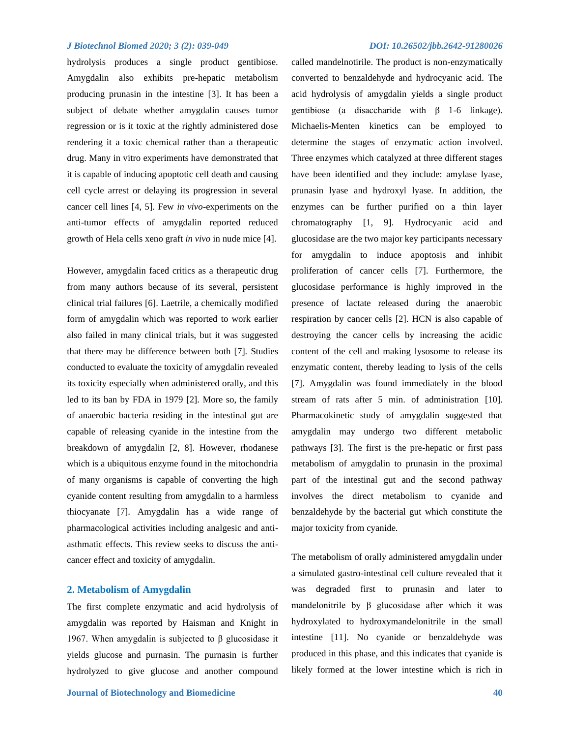hydrolysis produces a single product gentibiose. Amygdalin also exhibits pre-hepatic metabolism producing prunasin in the intestine [3]. It has been a subject of debate whether amygdalin causes tumor regression or is it toxic at the rightly administered dose rendering it a toxic chemical rather than a therapeutic drug. Many in vitro experiments have demonstrated that it is capable of inducing apoptotic cell death and causing cell cycle arrest or delaying its progression in several cancer cell lines [4, 5]. Few *in vivo*-experiments on the anti-tumor effects of amygdalin reported reduced growth of Hela cells xeno graft *in vivo* in nude mice [4].

However, amygdalin faced critics as a therapeutic drug from many authors because of its several, persistent clinical trial failures [6]. Laetrile, a chemically modified form of amygdalin which was reported to work earlier also failed in many clinical trials, but it was suggested that there may be difference between both [7]. Studies conducted to evaluate the toxicity of amygdalin revealed its toxicity especially when administered orally, and this led to its ban by FDA in 1979 [2]. More so, the family of anaerobic bacteria residing in the intestinal gut are capable of releasing cyanide in the intestine from the breakdown of amygdalin [2, 8]. However, rhodanese which is a ubiquitous enzyme found in the mitochondria of many organisms is capable of converting the high cyanide content resulting from amygdalin to a harmless thiocyanate [7]. Amygdalin has a wide range of pharmacological activities including analgesic and anti-asthmatic effects. This review seeks to discuss the anti-cancer effect and toxicity of amygdalin.

## 2. Metabolism of Amygdalin

The first complete enzymatic and acid hydrolysis of amygdalin was reported by Haisman and Knight in 1967. When amygdalin is subjected to β glucosidase it yields glucose and purnasin. The purnasin is further hydrolyzed to give glucose and another compound called mandelnotirile. The product is non-enzymatically converted to benzaldehyde and hydrocyanic acid. The acid hydrolysis of amygdalin yields a single product gentibiose (a disaccharide with β 1-6 linkage). Michaelis-Menten kinetics can be employed to determine the stages of enzymatic action involved. Three enzymes which catalyzed at three different stages have been identified and they include: amylase lyase, prunasin lyase and hydroxyl lyase. In addition, the enzymes can be further purified on a thin layer chromatography [1, 9]. Hydrocyanic acid and glucosidase are the two major key participants necessary for amygdalin to induce apoptosis and inhibit proliferation of cancer cells [7]. Furthermore, the glucosidase performance is highly improved in the presence of lactate released during the anaerobic respiration by cancer cells [2]. HCN is also capable of destroying the cancer cells by increasing the acidic content of the cell and making lysosome to release its enzymatic content, thereby leading to lysis of the cells [7]. Amygdalin was found immediately in the blood stream of rats after 5 min. of administration [10]. Pharmacokinetic study of amygdalin suggested that amygdalin may undergo two different metabolic pathways [3]. The first is the pre-hepatic or first pass metabolism of amygdalin to prunasin in the proximal part of the intestinal gut and the second pathway involves the direct metabolism to cyanide and benzaldehyde by the bacterial gut which constitute the major toxicity from cyanide.

The metabolism of orally administered amygdalin under a simulated gastro-intestinal cell culture revealed that it was degraded first to prunasin and later to mandelonitrile by β glucosidase after which it was hydroxylated to hydroxymandelonitrile in the small intestine [11]. No cyanide or benzaldehyde was produced in this phase, and this indicates that cyanide is likely formed at the lower intestine which is rich in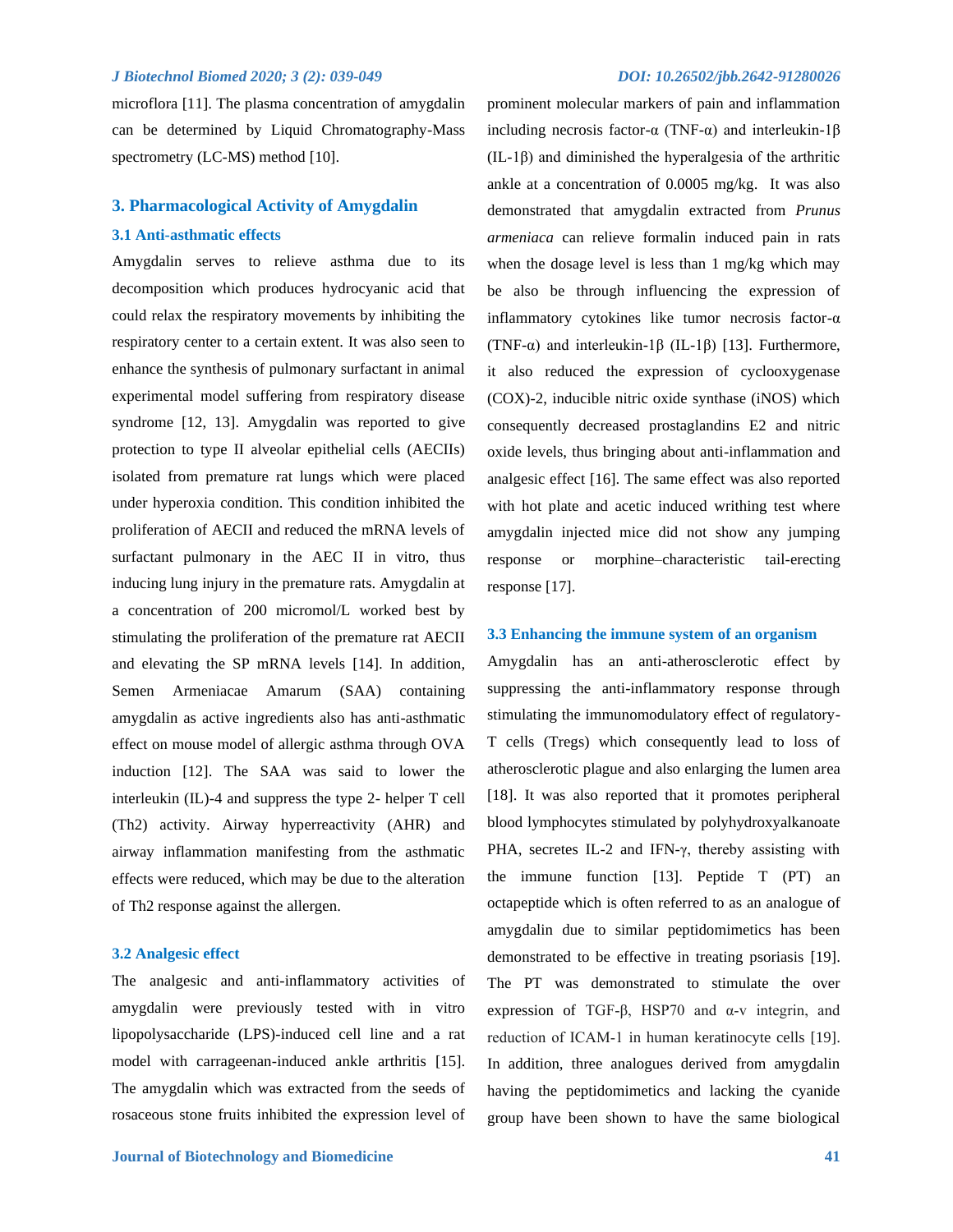microflora [11]. The plasma concentration of amygdalin can be determined by Liquid Chromatography-Mass spectrometry (LC-MS) method [10].

## 3. Pharmacological Activity of Amygdalin

### 3.1 Anti-asthmatic effects

Amygdalin serves to relieve asthma due to its decomposition which produces hydrocyanic acid that could relax the respiratory movements by inhibiting the respiratory center to a certain extent. It was also seen to enhance the synthesis of pulmonary surfactant in animal experimental model suffering from respiratory disease syndrome [12, 13]. Amygdalin was reported to give protection to type II alveolar epithelial cells (AECIIs) isolated from premature rat lungs which were placed under hyperoxia condition. This condition inhibited the proliferation of AECII and reduced the mRNA levels of surfactant pulmonary in the AEC II in vitro, thus inducing lung injury in the premature rats. Amygdalin at a concentration of 200 micromol/L worked best by stimulating the proliferation of the premature rat AECII and elevating the SP mRNA levels [14]. In addition, Semen Armeniacae Amarum (SAA) containing amygdalin as active ingredients also has anti-asthmatic effect on mouse model of allergic asthma through OVA induction [12]. The SAA was said to lower the interleukin (IL)-4 and suppress the type 2- helper T cell (Th2) activity. Airway hyperreactivity (AHR) and airway inflammation manifesting from the asthmatic effects were reduced, which may be due to the alteration of Th2 response against the allergen.

### 3.2 Analgesic effect

The analgesic and anti-inflammatory activities of amygdalin were previously tested with in vitro lipopolysaccharide (LPS)-induced cell line and a rat model with carrageenan-induced ankle arthritis [15]. The amygdalin which was extracted from the seeds of rosaceous stone fruits inhibited the expression level of prominent molecular markers of pain and inflammation including necrosis factor-α (TNF-α) and interleukin-1β (IL-1β) and diminished the hyperalgesia of the arthritic ankle at a concentration of 0.0005 mg/kg. It was also demonstrated that amygdalin extracted from *Prunus armeniaca* can relieve formalin induced pain in rats when the dosage level is less than 1 mg/kg which may be also be through influencing the expression of inflammatory cytokines like tumor necrosis factor-α (TNF-α) and interleukin-1β (IL-1β) [13]. Furthermore, it also reduced the expression of cyclooxygenase (COX)-2, inducible nitric oxide synthase (iNOS) which consequently decreased prostaglandins E2 and nitric oxide levels, thus bringing about anti-inflammation and analgesic effect [16]. The same effect was also reported with hot plate and acetic induced writhing test where amygdalin injected mice did not show any jumping response or morphine–characteristic tail-erecting response [17].

### 3.3 Enhancing the immune system of an organism

Amygdalin has an anti-atherosclerotic effect by suppressing the anti-inflammatory response through stimulating the immunomodulatory effect of regulatory-T cells (Tregs) which consequently lead to loss of atherosclerotic plague and also enlarging the lumen area [18]. It was also reported that it promotes peripheral blood lymphocytes stimulated by polyhydroxyalkanoate PHA, secretes IL-2 and IFN-γ, thereby assisting with the immune function [13]. Peptide T (PT) an octapeptide which is often referred to as an analogue of amygdalin due to similar peptidomimetics has been demonstrated to be effective in treating psoriasis [19]. The PT was demonstrated to stimulate the over expression of TGF-β, HSP70 and α-v integrin, and reduction of ICAM-1 in human keratinocyte cells [19]. In addition, three analogues derived from amygdalin having the peptidomimetics and lacking the cyanide group have been shown to have the same biological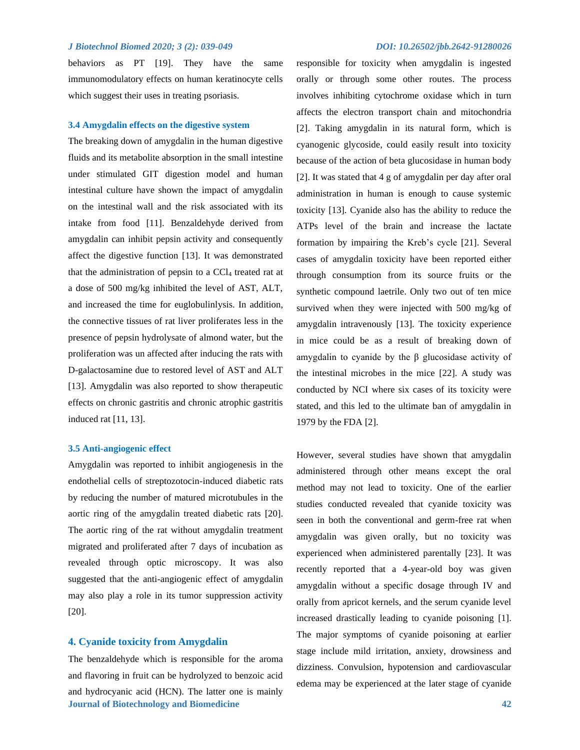behaviors as PT [19]. They have the same immunomodulatory effects on human keratinocyte cells which suggest their uses in treating psoriasis.

### 3.4 Amygdalin effects on the digestive system

The breaking down of amygdalin in the human digestive fluids and its metabolite absorption in the small intestine under stimulated GIT digestion model and human intestinal culture have shown the impact of amygdalin on the intestinal wall and the risk associated with its intake from food [11]. Benzaldehyde derived from amygdalin can inhibit pepsin activity and consequently affect the digestive function [13]. It was demonstrated that the administration of pepsin to a $CCl_4$ treated rat at a dose of 500 mg/kg inhibited the level of AST, ALT, and increased the time for euglobulinlysis. In addition, the connective tissues of rat liver proliferates less in the presence of pepsin hydrolysate of almond water, but the proliferation was un affected after inducing the rats with D-galactosamine due to restored level of AST and ALT [13]. Amygdalin was also reported to show therapeutic effects on chronic gastritis and chronic atrophic gastritis induced rat [11, 13].

### 3.5 Anti-angiogenic effect

Amygdalin was reported to inhibit angiogenesis in the endothelial cells of streptozotocin-induced diabetic rats by reducing the number of matured microtubules in the aortic ring of the amygdalin treated diabetic rats [20]. The aortic ring of the rat without amygdalin treatment migrated and proliferated after 7 days of incubation as revealed through optic microscopy. It was also suggested that the anti-angiogenic effect of amygdalin may also play a role in its tumor suppression activity [20].

## 4. Cyanide toxicity from Amygdalin

The benzaldehyde which is responsible for the aroma and flavoring in fruit can be hydrolyzed to benzoic acid and hydrocyanic acid (HCN). The latter one is mainly responsible for toxicity when amygdalin is ingested orally or through some other routes. The process involves inhibiting cytochrome oxidase which in turn affects the electron transport chain and mitochondria [2]. Taking amygdalin in its natural form, which is cyanogenic glycoside, could easily result into toxicity because of the action of beta glucosidase in human body [2]. It was stated that 4 g of amygdalin per day after oral administration in human is enough to cause systemic toxicity [13]. Cyanide also has the ability to reduce the ATPs level of the brain and increase the lactate formation by impairing the Kreb's cycle [21]. Several cases of amygdalin toxicity have been reported either through consumption from its source fruits or the synthetic compound laetrile. Only two out of ten mice survived when they were injected with 500 mg/kg of amygdalin intravenously [13]. The toxicity experience in mice could be as a result of breaking down of amygdalin to cyanide by the β glucosidase activity of the intestinal microbes in the mice [22]. A study was conducted by NCI where six cases of its toxicity were stated, and this led to the ultimate ban of amygdalin in 1979 by the FDA [2].

However, several studies have shown that amygdalin administered through other means except the oral method may not lead to toxicity. One of the earlier studies conducted revealed that cyanide toxicity was seen in both the conventional and germ-free rat when amygdalin was given orally, but no toxicity was experienced when administered parentally [23]. It was recently reported that a 4-year-old boy was given amygdalin without a specific dosage through IV and orally from apricot kernels, and the serum cyanide level increased drastically leading to cyanide poisoning [1]. The major symptoms of cyanide poisoning at earlier stage include mild irritation, anxiety, drowsiness and dizziness. Convulsion, hypotension and cardiovascular edema may be experienced at the later stage of cyanide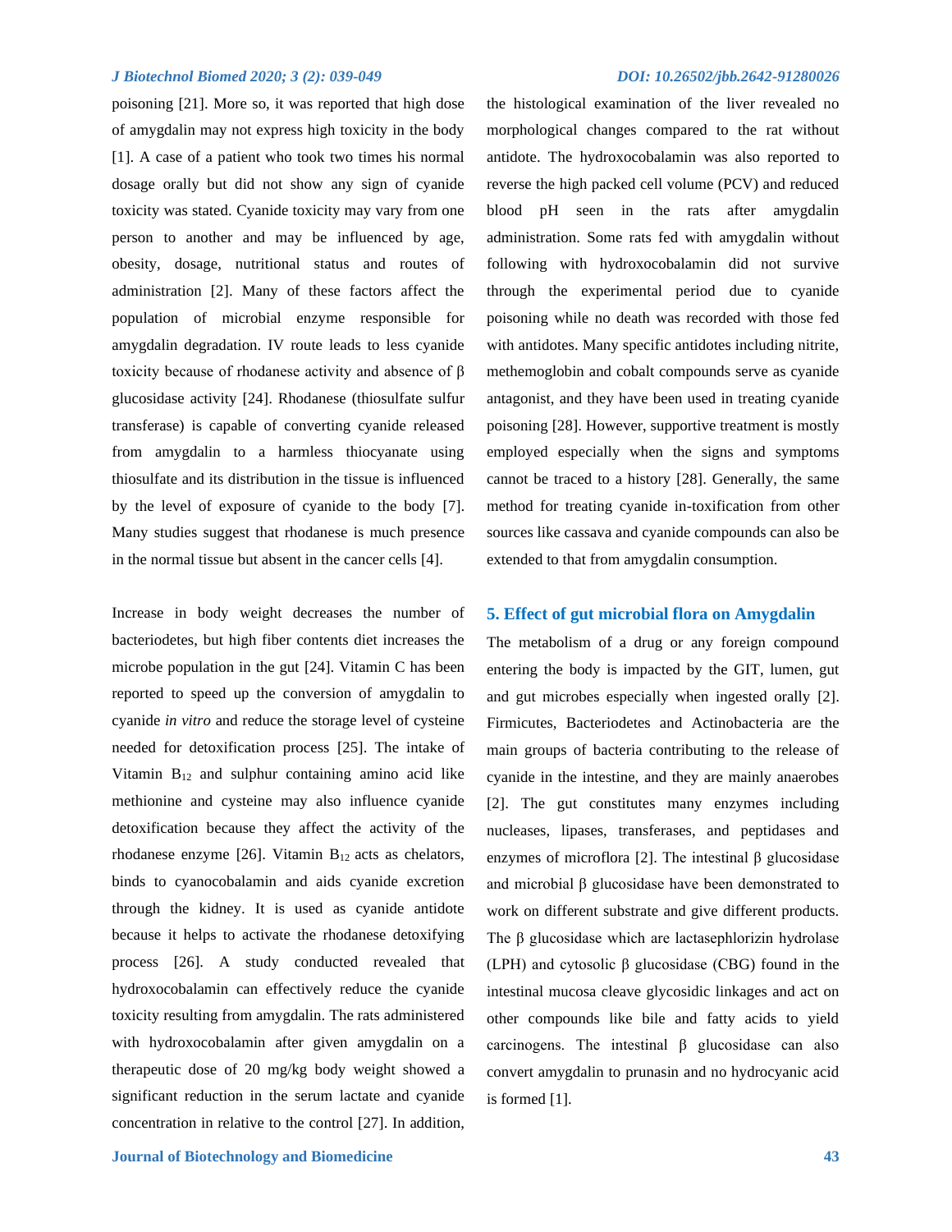poisoning [21]. More so, it was reported that high dose of amygdalin may not express high toxicity in the body [1]. A case of a patient who took two times his normal dosage orally but did not show any sign of cyanide toxicity was stated. Cyanide toxicity may vary from one person to another and may be influenced by age, obesity, dosage, nutritional status and routes of administration [2]. Many of these factors affect the population of microbial enzyme responsible for amygdalin degradation. IV route leads to less cyanide toxicity because of rhodanese activity and absence of β glucosidase activity [24]. Rhodanese (thiosulfate sulfur transferase) is capable of converting cyanide released from amygdalin to a harmless thiocyanate using thiosulfate and its distribution in the tissue is influenced by the level of exposure of cyanide to the body [7]. Many studies suggest that rhodanese is much presence in the normal tissue but absent in the cancer cells [4].

Increase in body weight decreases the number of bacteriodetes, but high fiber contents diet increases the microbe population in the gut [24]. Vitamin C has been reported to speed up the conversion of amygdalin to cyanide *in vitro* and reduce the storage level of cysteine needed for detoxification process [25]. The intake of Vitamin $B_{12}$ and sulphur containing amino acid like methionine and cysteine may also influence cyanide detoxification because they affect the activity of the rhodanese enzyme [26]. Vitamin $B_{12}$ acts as chelators, binds to cyanocobalamin and aids cyanide excretion through the kidney. It is used as cyanide antidote because it helps to activate the rhodanese detoxifying process [26]. A study conducted revealed that hydroxocobalamin can effectively reduce the cyanide toxicity resulting from amygdalin. The rats administered with hydroxocobalamin after given amygdalin on a therapeutic dose of 20 mg/kg body weight showed a significant reduction in the serum lactate and cyanide concentration in relative to the control [27]. In addition, the histological examination of the liver revealed no morphological changes compared to the rat without antidote. The hydroxocobalamin was also reported to reverse the high packed cell volume (PCV) and reduced blood pH seen in the rats after amygdalin administration. Some rats fed with amygdalin without following with hydroxocobalamin did not survive through the experimental period due to cyanide poisoning while no death was recorded with those fed with antidotes. Many specific antidotes including nitrite, methemoglobin and cobalt compounds serve as cyanide antagonist, and they have been used in treating cyanide poisoning [28]. However, supportive treatment is mostly employed especially when the signs and symptoms cannot be traced to a history [28]. Generally, the same method for treating cyanide in-toxification from other sources like cassava and cyanide compounds can also be extended to that from amygdalin consumption.

## 5. Effect of gut microbial flora on Amygdalin

The metabolism of a drug or any foreign compound entering the body is impacted by the GIT, lumen, gut and gut microbes especially when ingested orally [2]. Firmicutes, Bacteriodetes and Actinobacteria are the main groups of bacteria contributing to the release of cyanide in the intestine, and they are mainly anaerobes [2]. The gut constitutes many enzymes including nucleases, lipases, transferases, and peptidases and enzymes of microflora [2]. The intestinal β glucosidase and microbial β glucosidase have been demonstrated to work on different substrate and give different products. The β glucosidase which are lactasephlorizin hydrolase (LPH) and cytosolic β glucosidase (CBG) found in the intestinal mucosa cleave glycosidic linkages and act on other compounds like bile and fatty acids to yield carcinogens. The intestinal β glucosidase can also convert amygdalin to prunasin and no hydrocyanic acid is formed [1].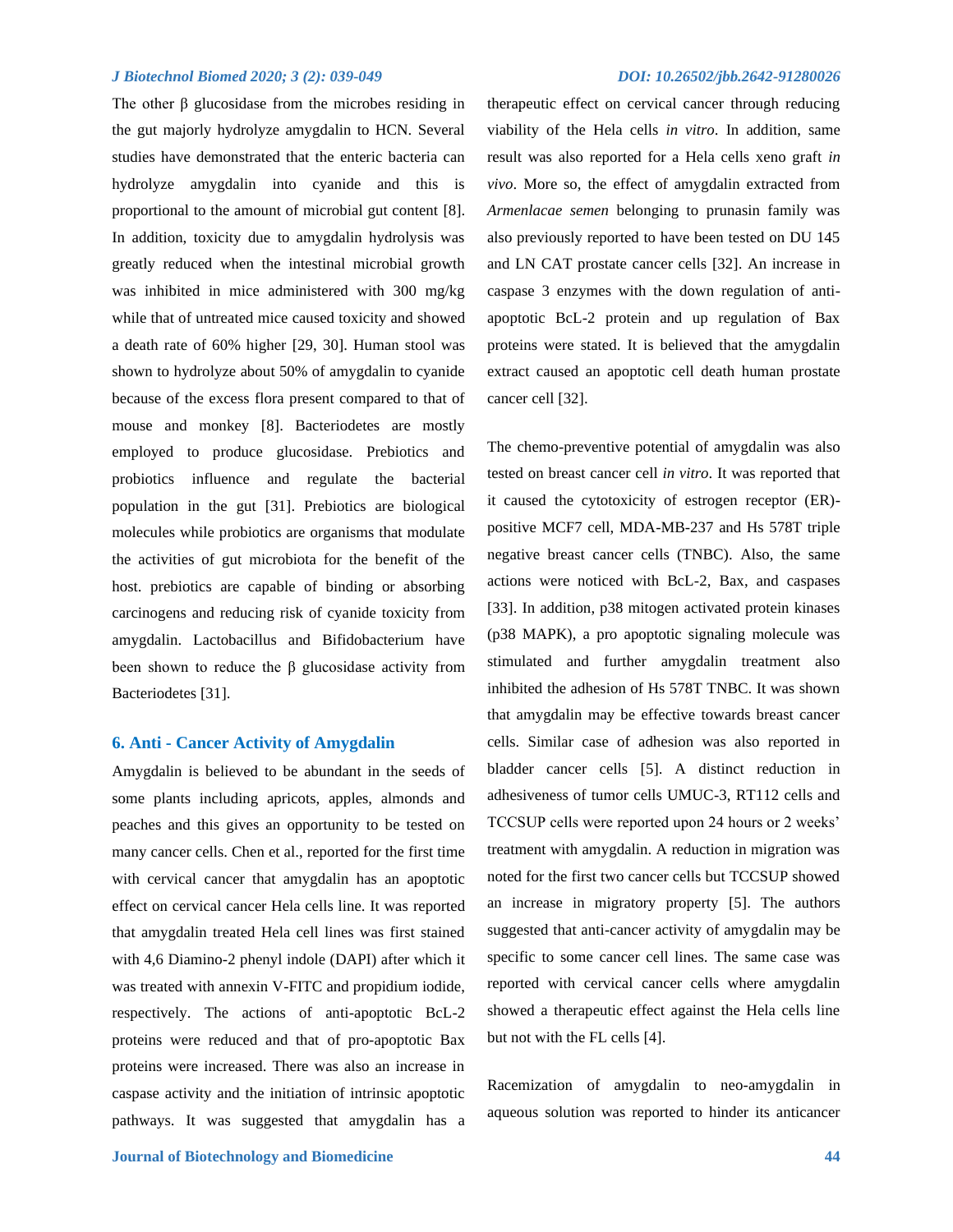The other β glucosidase from the microbes residing in the gut majorly hydrolyze amygdalin to HCN. Several studies have demonstrated that the enteric bacteria can hydrolyze amygdalin into cyanide and this is proportional to the amount of microbial gut content [8]. In addition, toxicity due to amygdalin hydrolysis was greatly reduced when the intestinal microbial growth was inhibited in mice administered with 300 mg/kg while that of untreated mice caused toxicity and showed a death rate of 60% higher [29, 30]. Human stool was shown to hydrolyze about 50% of amygdalin to cyanide because of the excess flora present compared to that of mouse and monkey [8]. Bacteriodetes are mostly employed to produce glucosidase. Prebiotics and probiotics influence and regulate the bacterial population in the gut [31]. Prebiotics are biological molecules while probiotics are organisms that modulate the activities of gut microbiota for the benefit of the host. prebiotics are capable of binding or absorbing carcinogens and reducing risk of cyanide toxicity from amygdalin. Lactobacillus and Bifidobacterium have been shown to reduce the β glucosidase activity from Bacteriodetes [31].

## 6. Anti - Cancer Activity of Amygdalin

Amygdalin is believed to be abundant in the seeds of some plants including apricots, apples, almonds and peaches and this gives an opportunity to be tested on many cancer cells. Chen et al., reported for the first time with cervical cancer that amygdalin has an apoptotic effect on cervical cancer Hela cells line. It was reported that amygdalin treated Hela cell lines was first stained with 4,6 Diamino-2 phenyl indole (DAPI) after which it was treated with annexin V-FITC and propidium iodide, respectively. The actions of anti-apoptotic BcL-2 proteins were reduced and that of pro-apoptotic Bax proteins were increased. There was also an increase in caspase activity and the initiation of intrinsic apoptotic pathways. It was suggested that amygdalin has a therapeutic effect on cervical cancer through reducing viability of the Hela cells *in vitro*. In addition, same result was also reported for a Hela cells xeno graft *in vivo*. More so, the effect of amygdalin extracted from *Armenlacae semen* belonging to prunasin family was also previously reported to have been tested on DU 145 and LN CAT prostate cancer cells [32]. An increase in caspase 3 enzymes with the down regulation of anti-apoptotic BcL-2 protein and up regulation of Bax proteins were stated. It is believed that the amygdalin extract caused an apoptotic cell death human prostate cancer cell [32].

The chemo-preventive potential of amygdalin was also tested on breast cancer cell *in vitro*. It was reported that it caused the cytotoxicity of estrogen receptor (ER)-positive MCF7 cell, MDA-MB-237 and Hs 578T triple negative breast cancer cells (TNBC). Also, the same actions were noticed with BcL-2, Bax, and caspases [33]. In addition, p38 mitogen activated protein kinases (p38 MAPK), a pro apoptotic signaling molecule was stimulated and further amygdalin treatment also inhibited the adhesion of Hs 578T TNBC. It was shown that amygdalin may be effective towards breast cancer cells. Similar case of adhesion was also reported in bladder cancer cells [5]. A distinct reduction in adhesiveness of tumor cells UMUC-3, RT112 cells and TCCSUP cells were reported upon 24 hours or 2 weeks' treatment with amygdalin. A reduction in migration was noted for the first two cancer cells but TCCSUP showed an increase in migratory property [5]. The authors suggested that anti-cancer activity of amygdalin may be specific to some cancer cell lines. The same case was reported with cervical cancer cells where amygdalin showed a therapeutic effect against the Hela cells line but not with the FL cells [4].

Racemization of amygdalin to neo-amygdalin in aqueous solution was reported to hinder its anticancer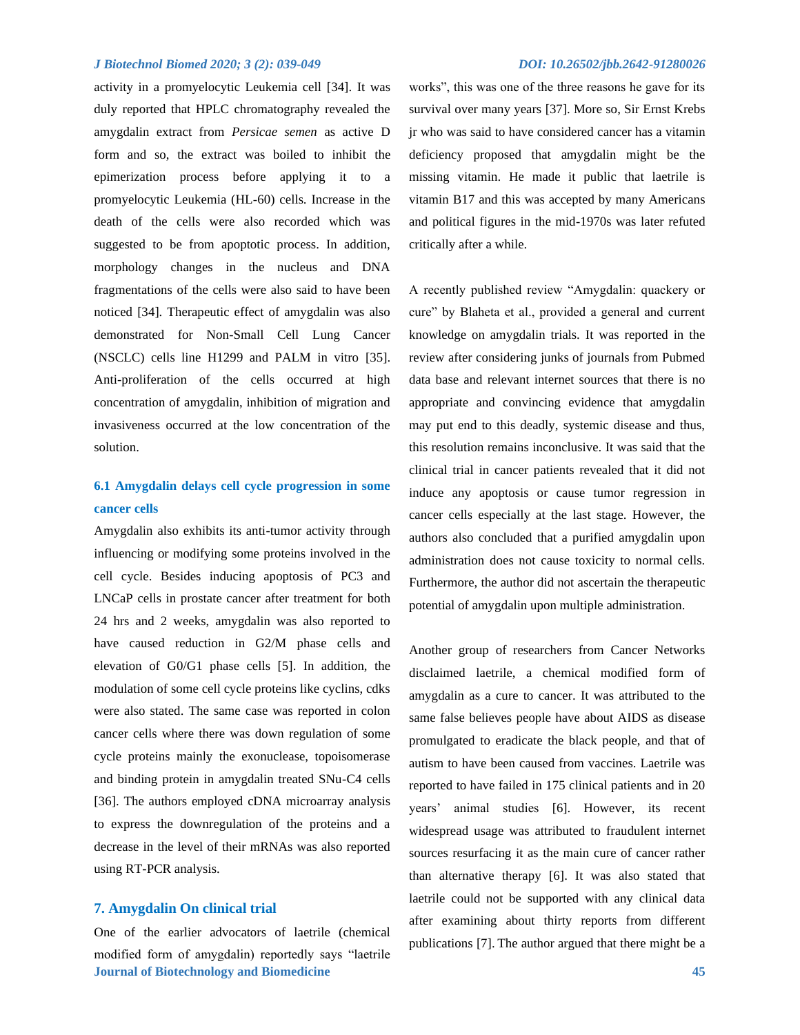activity in a promyelocytic Leukemia cell [34]. It was duly reported that HPLC chromatography revealed the amygdalin extract from *Persicae semen* as active D form and so, the extract was boiled to inhibit the epimerization process before applying it to a promyelocytic Leukemia (HL-60) cells. Increase in the death of the cells were also recorded which was suggested to be from apoptotic process. In addition, morphology changes in the nucleus and DNA fragmentations of the cells were also said to have been noticed [34]. Therapeutic effect of amygdalin was also demonstrated for Non-Small Cell Lung Cancer (NSCLC) cells line H1299 and PALM in vitro [35]. Anti-proliferation of the cells occurred at high concentration of amygdalin, inhibition of migration and invasiveness occurred at the low concentration of the solution.

### 6.1 Amygdalin delays cell cycle progression in some cancer cells

Amygdalin also exhibits its anti-tumor activity through influencing or modifying some proteins involved in the cell cycle. Besides inducing apoptosis of PC3 and LNCaP cells in prostate cancer after treatment for both 24 hrs and 2 weeks, amygdalin was also reported to have caused reduction in G2/M phase cells and elevation of G0/G1 phase cells [5]. In addition, the modulation of some cell cycle proteins like cyclins, cdks were also stated. The same case was reported in colon cancer cells where there was down regulation of some cycle proteins mainly the exonuclease, topoisomerase and binding protein in amygdalin treated SNu-C4 cells [36]. The authors employed cDNA microarray analysis to express the downregulation of the proteins and a decrease in the level of their mRNAs was also reported using RT-PCR analysis.

## 7. Amygdalin On clinical trial

One of the earlier advocators of laetrile (chemical modified form of amygdalin) reportedly says "laetrile works", this was one of the three reasons he gave for its survival over many years [37]. More so, Sir Ernst Krebs jr who was said to have considered cancer has a vitamin deficiency proposed that amygdalin might be the missing vitamin. He made it public that laetrile is vitamin B17 and this was accepted by many Americans and political figures in the mid-1970s was later refuted critically after a while.

A recently published review "Amygdalin: quackery or cure" by Blaheta et al., provided a general and current knowledge on amygdalin trials. It was reported in the review after considering junks of journals from Pubmed data base and relevant internet sources that there is no appropriate and convincing evidence that amygdalin may put end to this deadly, systemic disease and thus, this resolution remains inconclusive. It was said that the clinical trial in cancer patients revealed that it did not induce any apoptosis or cause tumor regression in cancer cells especially at the last stage. However, the authors also concluded that a purified amygdalin upon administration does not cause toxicity to normal cells. Furthermore, the author did not ascertain the therapeutic potential of amygdalin upon multiple administration.

Another group of researchers from Cancer Networks disclaimed laetrile, a chemical modified form of amygdalin as a cure to cancer. It was attributed to the same false believes people have about AIDS as disease promulgated to eradicate the black people, and that of autism to have been caused from vaccines. Laetrile was reported to have failed in 175 clinical patients and in 20 years' animal studies [6]. However, its recent widespread usage was attributed to fraudulent internet sources resurfacing it as the main cure of cancer rather than alternative therapy [6]. It was also stated that laetrile could not be supported with any clinical data after examining about thirty reports from different publications [7]. The author argued that there might be a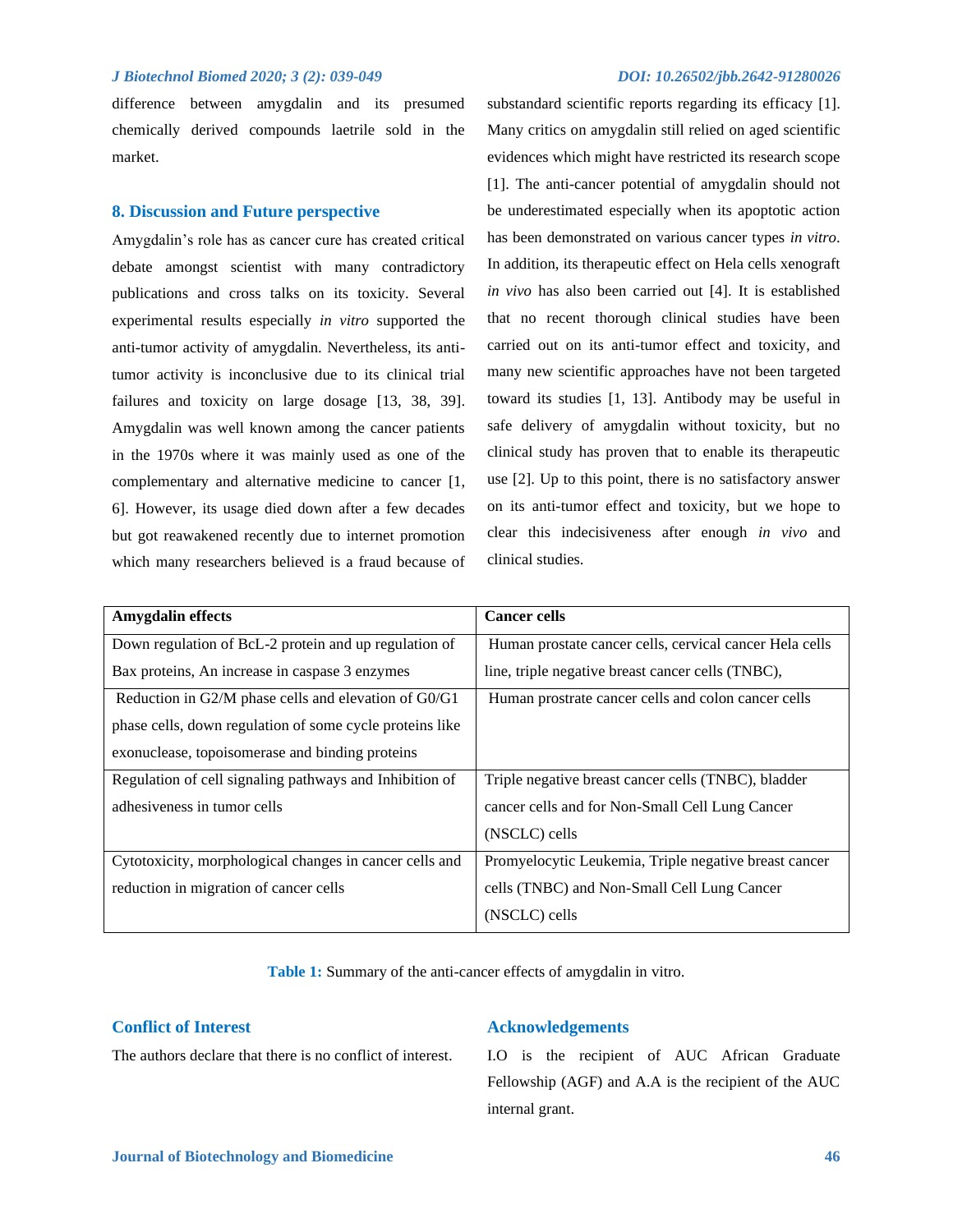difference between amygdalin and its presumed chemically derived compounds laetrile sold in the market.

## 8. Discussion and Future perspective

Amygdalin's role has as cancer cure has created critical debate amongst scientist with many contradictory publications and cross talks on its toxicity. Several experimental results especially *in vitro* supported the anti-tumor activity of amygdalin. Nevertheless, its anti-tumor activity is inconclusive due to its clinical trial failures and toxicity on large dosage [13, 38, 39]. Amygdalin was well known among the cancer patients in the 1970s where it was mainly used as one of the complementary and alternative medicine to cancer [1, 6]. However, its usage died down after a few decades but got reawakened recently due to internet promotion which many researchers believed is a fraud because of substandard scientific reports regarding its efficacy [1]. Many critics on amygdalin still relied on aged scientific evidences which might have restricted its research scope [1]. The anti-cancer potential of amygdalin should not be underestimated especially when its apoptotic action has been demonstrated on various cancer types *in vitro*. In addition, its therapeutic effect on Hela cells xenograft *in vivo* has also been carried out [4]. It is established that no recent thorough clinical studies have been carried out on its anti-tumor effect and toxicity, and many new scientific approaches have not been targeted toward its studies [1, 13]. Antibody may be useful in safe delivery of amygdalin without toxicity, but no clinical study has proven that to enable its therapeutic use [2]. Up to this point, there is no satisfactory answer on its anti-tumor effect and toxicity, but we hope to clear this indecisiveness after enough *in vivo* and clinical studies.

| Amygdalin effects | Cancer cells |
|---|---|
| Down regulation of BcL-2 protein and up regulation of Bax proteins, An increase in caspase 3 enzymes | Human prostate cancer cells, cervical cancer Hela cells line, triple negative breast cancer cells (TNBC), |
| Reduction in G2/M phase cells and elevation of G0/G1 phase cells, down regulation of some cycle proteins like exonuclease, topoisomerase and binding proteins | Human prostrate cancer cells and colon cancer cells |
| Regulation of cell signaling pathways and Inhibition of adhesiveness in tumor cells | Triple negative breast cancer cells (TNBC), bladder cancer cells and for Non-Small Cell Lung Cancer (NSCLC) cells |
| Cytotoxicity, morphological changes in cancer cells and reduction in migration of cancer cells | Promyelocytic Leukemia, Triple negative breast cancer cells (TNBC) and Non-Small Cell Lung Cancer (NSCLC) cells |

**Table 1:** Summary of the anti-cancer effects of amygdalin in vitro.

## Conflict of Interest

The authors declare that there is no conflict of interest.

## Acknowledgements

I.O is the recipient of AUC African Graduate Fellowship (AGF) and A.A is the recipient of the AUC internal grant.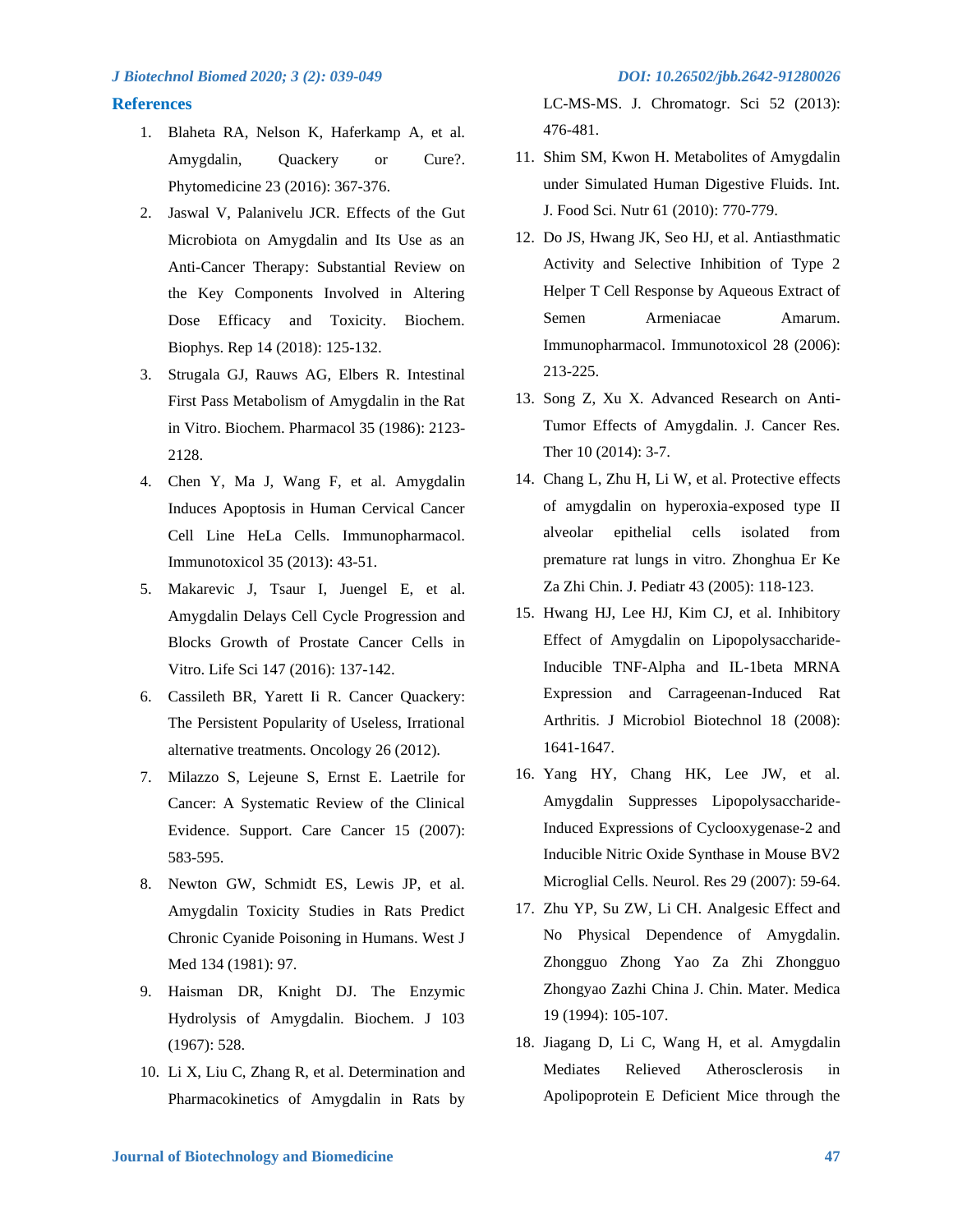## References

1. Blaheta RA, Nelson K, Haferkamp A, et al. Amygdalin, Quackery or Cure?. Phytomedicine 23 (2016): 367-376.
2. Jaswal V, Palanivelu JCR. Effects of the Gut Microbiota on Amygdalin and Its Use as an Anti-Cancer Therapy: Substantial Review on the Key Components Involved in Altering Dose Efficacy and Toxicity. Biochem. Biophys. Rep 14 (2018): 125-132.
3. Strugala GJ, Rauws AG, Elbers R. Intestinal First Pass Metabolism of Amygdalin in the Rat in Vitro. Biochem. Pharmacol 35 (1986): 2123-2128.
4. Chen Y, Ma J, Wang F, et al. Amygdalin Induces Apoptosis in Human Cervical Cancer Cell Line HeLa Cells. Immunopharmacol. Immunotoxicol 35 (2013): 43-51.
5. Makarevic J, Tsaur I, Juengel E, et al. Amygdalin Delays Cell Cycle Progression and Blocks Growth of Prostate Cancer Cells in Vitro. Life Sci 147 (2016): 137-142.
6. Cassileth BR, Yarett Ii R. Cancer Quackery: The Persistent Popularity of Useless, Irrational alternative treatments. Oncology 26 (2012).
7. Milazzo S, Lejeune S, Ernst E. Laetrile for Cancer: A Systematic Review of the Clinical Evidence. Support. Care Cancer 15 (2007): 583-595.
8. Newton GW, Schmidt ES, Lewis JP, et al. Amygdalin Toxicity Studies in Rats Predict Chronic Cyanide Poisoning in Humans. West J Med 134 (1981): 97.
9. Haisman DR, Knight DJ. The Enzymic Hydrolysis of Amygdalin. Biochem. J 103 (1967): 528.
10. Li X, Liu C, Zhang R, et al. Determination and Pharmacokinetics of Amygdalin in Rats by LC-MS-MS. J. Chromatogr. Sci 52 (2013): 476-481.
11. Shim SM, Kwon H. Metabolites of Amygdalin under Simulated Human Digestive Fluids. Int. J. Food Sci. Nutr 61 (2010): 770-779.
12. Do JS, Hwang JK, Seo HJ, et al. Antiasthmatic Activity and Selective Inhibition of Type 2 Helper T Cell Response by Aqueous Extract of Semen Armeniacae Amarum. Immunopharmacol. Immunotoxicol 28 (2006): 213-225.
13. Song Z, Xu X. Advanced Research on Anti-Tumor Effects of Amygdalin. J. Cancer Res. Ther 10 (2014): 3-7.
14. Chang L, Zhu H, Li W, et al. Protective effects of amygdalin on hyperoxia-exposed type II alveolar epithelial cells isolated from premature rat lungs in vitro. Zhonghua Er Ke Za Zhi Chin. J. Pediatr 43 (2005): 118-123.
15. Hwang HJ, Lee HJ, Kim CJ, et al. Inhibitory Effect of Amygdalin on Lipopolysaccharide-Inducible TNF-Alpha and IL-1beta MRNA Expression and Carrageenan-Induced Rat Arthritis. J Microbiol Biotechnol 18 (2008): 1641-1647.
16. Yang HY, Chang HK, Lee JW, et al. Amygdalin Suppresses Lipopolysaccharide-Induced Expressions of Cyclooxygenase-2 and Inducible Nitric Oxide Synthase in Mouse BV2 Microglial Cells. Neurol. Res 29 (2007): 59-64.
17. Zhu YP, Su ZW, Li CH. Analgesic Effect and No Physical Dependence of Amygdalin. Zhongguo Zhong Yao Za Zhi Zhongguo Zhongyao Zazhi China J. Chin. Mater. Medica 19 (1994): 105-107.
18. Jiagang D, Li C, Wang H, et al. Amygdalin Mediates Relieved Atherosclerosis in Apolipoprotein E Deficient Mice through the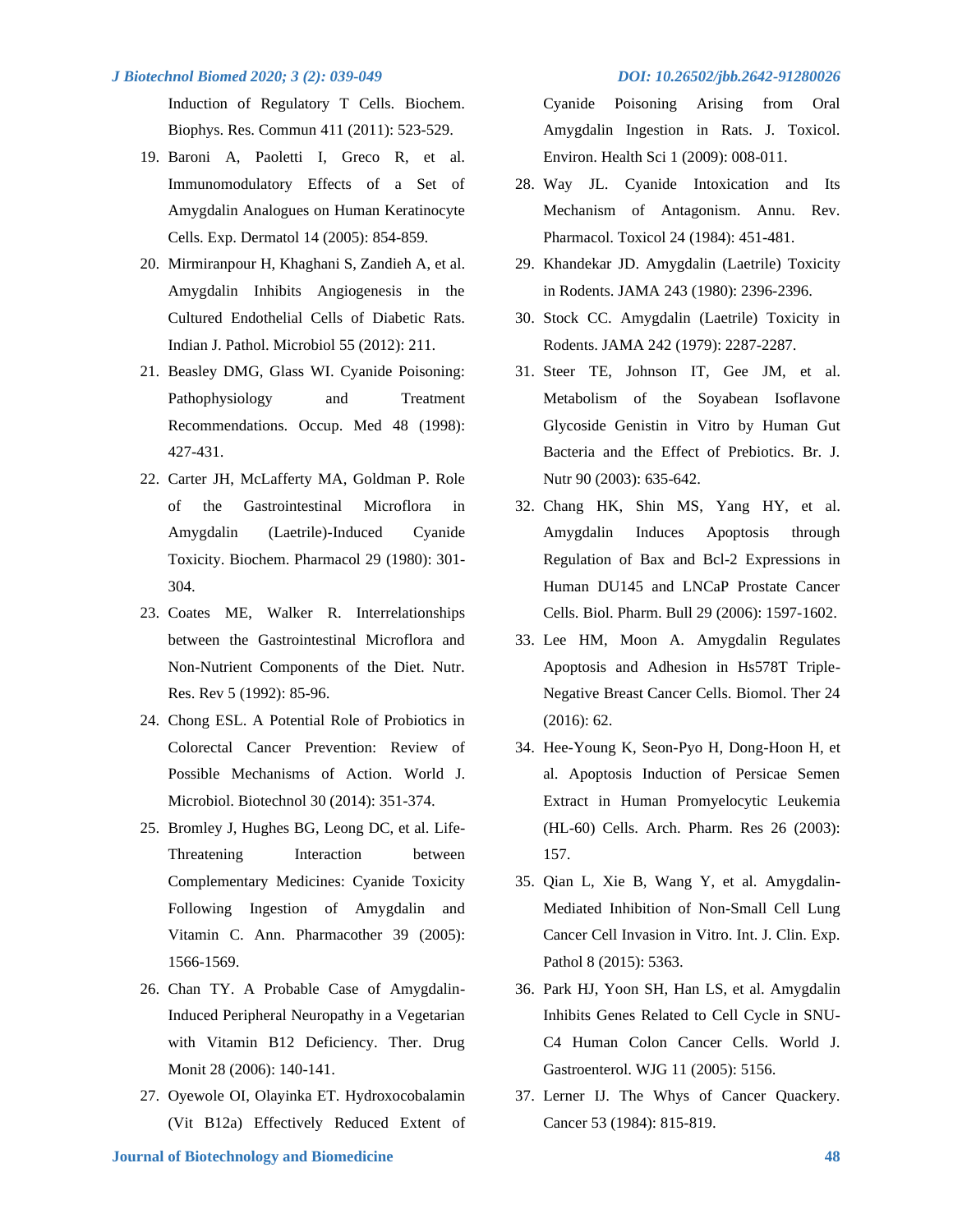Induction of Regulatory T Cells. Biochem. Biophys. Res. Commun 411 (2011): 523-529.

19. Baroni A, Paoletti I, Greco R, et al. Immunomodulatory Effects of a Set of Amygdalin Analogues on Human Keratinocyte Cells. Exp. Dermatol 14 (2005): 854-859.
20. Mirmiranpour H, Khaghani S, Zandieh A, et al. Amygdalin Inhibits Angiogenesis in the Cultured Endothelial Cells of Diabetic Rats. Indian J. Pathol. Microbiol 55 (2012): 211.
21. Beasley DMG, Glass WI. Cyanide Poisoning: Pathophysiology and Treatment Recommendations. Occup. Med 48 (1998): 427-431.
22. Carter JH, McLafferty MA, Goldman P. Role of the Gastrointestinal Microflora in Amygdalin (Laetrile)-Induced Cyanide Toxicity. Biochem. Pharmacol 29 (1980): 301-304.
23. Coates ME, Walker R. Interrelationships between the Gastrointestinal Microflora and Non-Nutrient Components of the Diet. Nutr. Res. Rev 5 (1992): 85-96.
24. Chong ESL. A Potential Role of Probiotics in Colorectal Cancer Prevention: Review of Possible Mechanisms of Action. World J. Microbiol. Biotechnol 30 (2014): 351-374.
25. Bromley J, Hughes BG, Leong DC, et al. Life-Threatening Interaction between Complementary Medicines: Cyanide Toxicity Following Ingestion of Amygdalin and Vitamin C. Ann. Pharmacother 39 (2005): 1566-1569.
26. Chan TY. A Probable Case of Amygdalin-Induced Peripheral Neuropathy in a Vegetarian with Vitamin B12 Deficiency. Ther. Drug Monit 28 (2006): 140-141.
27. Oyewole OI, Olayinka ET. Hydroxocobalamin (Vit B12a) Effectively Reduced Extent of Cyanide Poisoning Arising from Oral Amygdalin Ingestion in Rats. J. Toxicol. Environ. Health Sci 1 (2009): 008-011.
28. Way JL. Cyanide Intoxication and Its Mechanism of Antagonism. Annu. Rev. Pharmacol. Toxicol 24 (1984): 451-481.
29. Khandekar JD. Amygdalin (Laetrile) Toxicity in Rodents. JAMA 243 (1980): 2396-2396.
30. Stock CC. Amygdalin (Laetrile) Toxicity in Rodents. JAMA 242 (1979): 2287-2287.
31. Steer TE, Johnson IT, Gee JM, et al. Metabolism of the Soyabean Isoflavone Glycoside Genistin in Vitro by Human Gut Bacteria and the Effect of Prebiotics. Br. J. Nutr 90 (2003): 635-642.
32. Chang HK, Shin MS, Yang HY, et al. Amygdalin Induces Apoptosis through Regulation of Bax and Bcl-2 Expressions in Human DU145 and LNCaP Prostate Cancer Cells. Biol. Pharm. Bull 29 (2006): 1597-1602.
33. Lee HM, Moon A. Amygdalin Regulates Apoptosis and Adhesion in Hs578T Triple-Negative Breast Cancer Cells. Biomol. Ther 24 (2016): 62.
34. Hee-Young K, Seon-Pyo H, Dong-Hoon H, et al. Apoptosis Induction of Persicae Semen Extract in Human Promyelocytic Leukemia (HL-60) Cells. Arch. Pharm. Res 26 (2003): 157.
35. Qian L, Xie B, Wang Y, et al. Amygdalin-Mediated Inhibition of Non-Small Cell Lung Cancer Cell Invasion in Vitro. Int. J. Clin. Exp. Pathol 8 (2015): 5363.
36. Park HJ, Yoon SH, Han LS, et al. Amygdalin Inhibits Genes Related to Cell Cycle in SNU-C4 Human Colon Cancer Cells. World J. Gastroenterol. WJG 11 (2005): 5156.
37. Lerner IJ. The Whys of Cancer Quackery. Cancer 53 (1984): 815-819.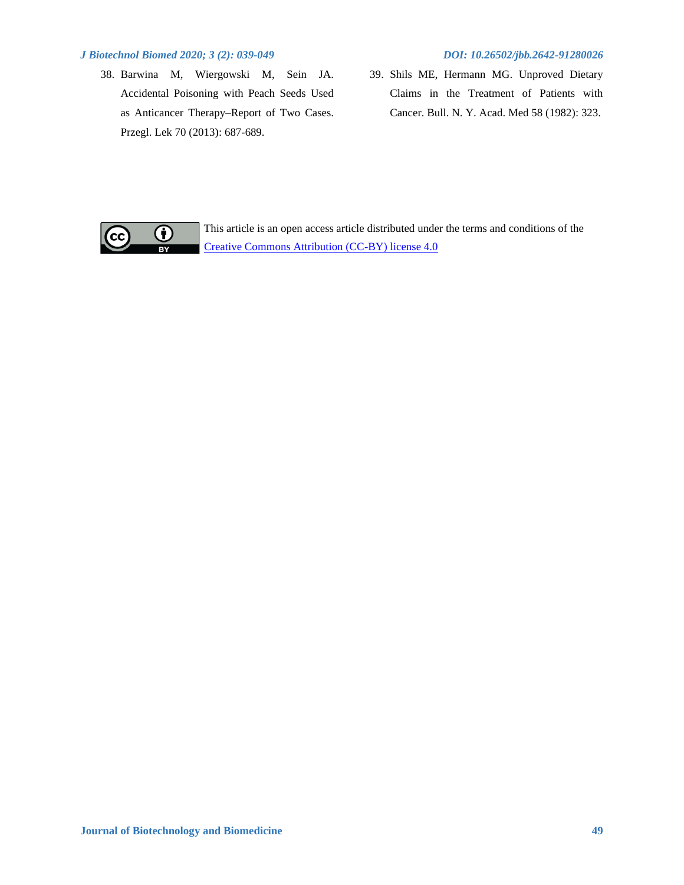38. Barwina M, Wiergowski M, Sein JA. Accidental Poisoning with Peach Seeds Used as Anticancer Therapy–Report of Two Cases. Przegl. Lek 70 (2013): 687-689.
39. Shils ME, Hermann MG. Unproved Dietary Claims in the Treatment of Patients with Cancer. Bull. N. Y. Acad. Med 58 (1982): 323.

This article is an open access article distributed under the terms and conditions of the [Creative Commons Attribution (CC-BY) license 4.0](https://creativecommons.org/licenses/by/4.0/)